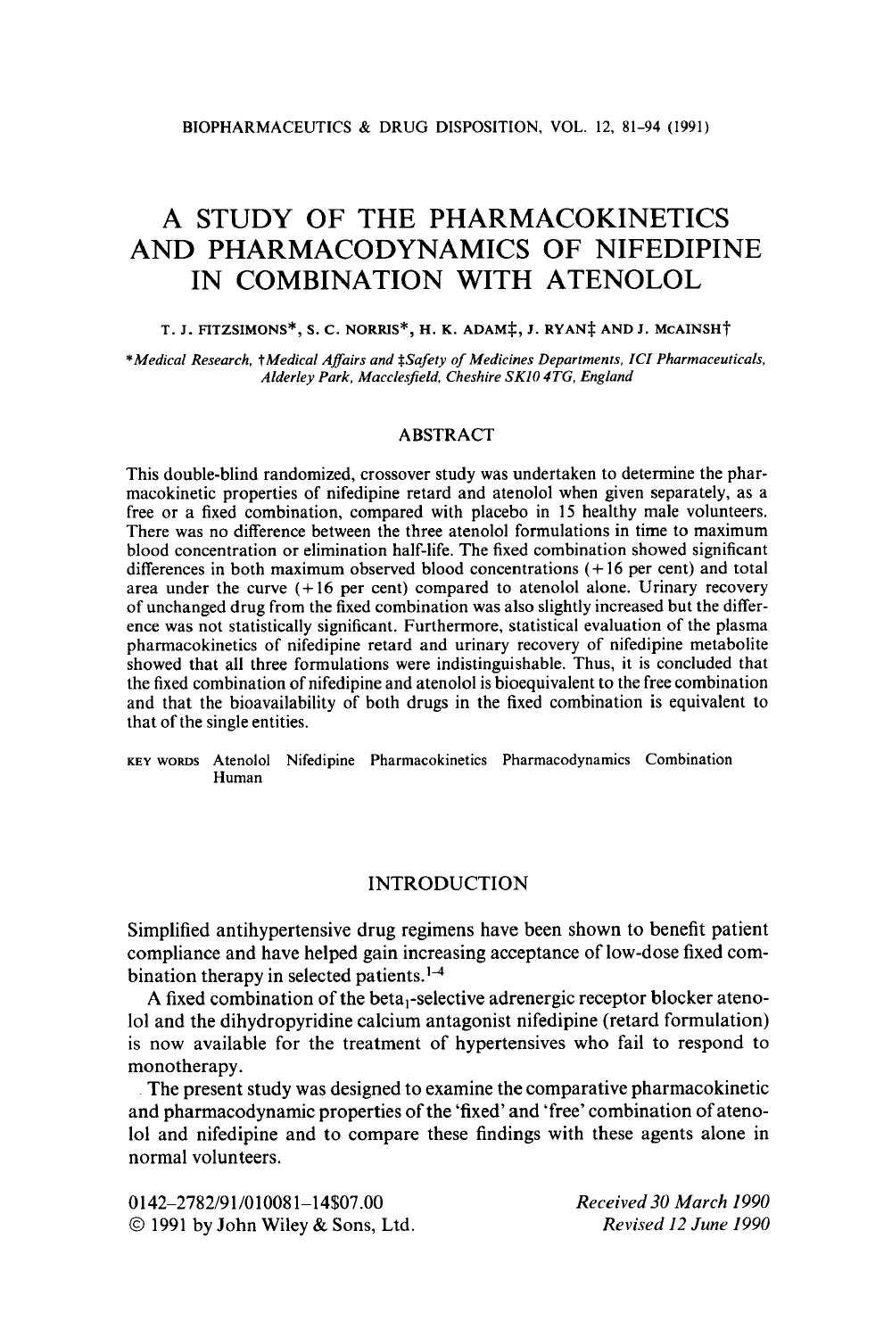# A STUDY OF THE PHARMACOKINETICS AND PHARMACODYNAMICS OF NIFEDIPINE IN COMBINATION WITH ATENOLOL

T. J. FITZSIMONS*, S. C. NORRIS*, H. K. ADAM‡, J. RYAN‡ AND J. McAINSH†

*Medical Research, †Medical Affairs and ‡Safety of Medicines Departments, ICI Pharmaceuticals, Alderley Park, Macclesfield, Cheshire SK10 4TG, England*

## ABSTRACT

This double-blind randomized, crossover study was undertaken to determine the pharmacokinetic properties of nifedipine retard and atenolol when given separately, as a free or a fixed combination, compared with placebo in 15 healthy male volunteers. There was no difference between the three atenolol formulations in time to maximum blood concentration or elimination half-life. The fixed combination showed significant differences in both maximum observed blood concentrations (+16 per cent) and total area under the curve (+16 per cent) compared to atenolol alone. Urinary recovery of unchanged drug from the fixed combination was also slightly increased but the difference was not statistically significant. Furthermore, statistical evaluation of the plasma pharmacokinetics of nifedipine retard and urinary recovery of nifedipine metabolite showed that all three formulations were indistinguishable. Thus, it is concluded that the fixed combination of nifedipine and atenolol is bioequivalent to the free combination and that the bioavailability of both drugs in the fixed combination is equivalent to that of the single entities.

KEY WORDS Atenolol Nifedipine Pharmacokinetics Pharmacodynamics Combination Human

## INTRODUCTION

Simplified antihypertensive drug regimens have been shown to benefit patient compliance and have helped gain increasing acceptance of low-dose fixed combination therapy in selected patients.[1-4]

A fixed combination of the $beta_1$-selective adrenergic receptor blocker atenolol and the dihydropyridine calcium antagonist nifedipine (retard formulation) is now available for the treatment of hypertensives who fail to respond to monotherapy.

The present study was designed to examine the comparative pharmacokinetic and pharmacodynamic properties of the 'fixed' and 'free' combination of atenolol and nifedipine and to compare these findings with these agents alone in normal volunteers.

0142–2782/91/010081–14$07.00
© 1991 by John Wiley & Sons, Ltd.

*Received 30 March 1990*
*Revised 12 June 1990*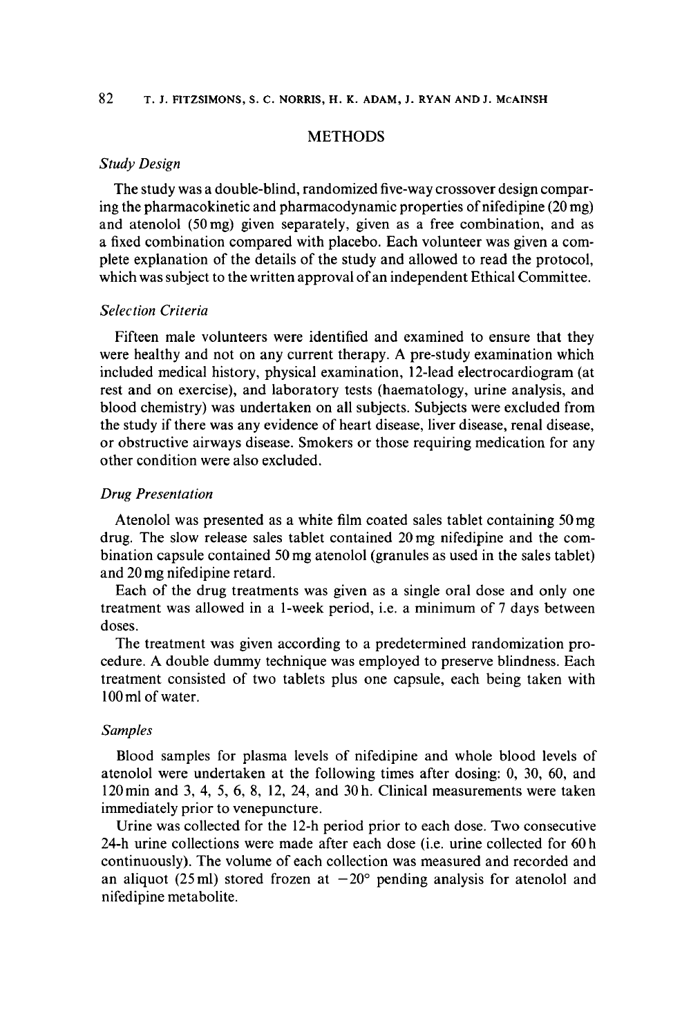## METHODS

### *Study Design*

The study was a double-blind, randomized five-way crossover design comparing the pharmacokinetic and pharmacodynamic properties of nifedipine (20 mg) and atenolol (50 mg) given separately, given as a free combination, and as a fixed combination compared with placebo. Each volunteer was given a complete explanation of the details of the study and allowed to read the protocol, which was subject to the written approval of an independent Ethical Committee.

### *Selection Criteria*

Fifteen male volunteers were identified and examined to ensure that they were healthy and not on any current therapy. A pre-study examination which included medical history, physical examination, 12-lead electrocardiogram (at rest and on exercise), and laboratory tests (haematology, urine analysis, and blood chemistry) was undertaken on all subjects. Subjects were excluded from the study if there was any evidence of heart disease, liver disease, renal disease, or obstructive airways disease. Smokers or those requiring medication for any other condition were also excluded.

### *Drug Presentation*

Atenolol was presented as a white film coated sales tablet containing 50 mg drug. The slow release sales tablet contained 20 mg nifedipine and the combination capsule contained 50 mg atenolol (granules as used in the sales tablet) and 20 mg nifedipine retard.

Each of the drug treatments was given as a single oral dose and only one treatment was allowed in a 1-week period, i.e. a minimum of 7 days between doses.

The treatment was given according to a predetermined randomization procedure. A double dummy technique was employed to preserve blindness. Each treatment consisted of two tablets plus one capsule, each being taken with 100 ml of water.

### *Samples*

Blood samples for plasma levels of nifedipine and whole blood levels of atenolol were undertaken at the following times after dosing: 0, 30, 60, and 120 min and 3, 4, 5, 6, 8, 12, 24, and 30 h. Clinical measurements were taken immediately prior to venepuncture.

Urine was collected for the 12-h period prior to each dose. Two consecutive 24-h urine collections were made after each dose (i.e. urine collected for 60 h continuously). The volume of each collection was measured and recorded and an aliquot (25 ml) stored frozen at $-20°$ pending analysis for atenolol and nifedipine metabolite.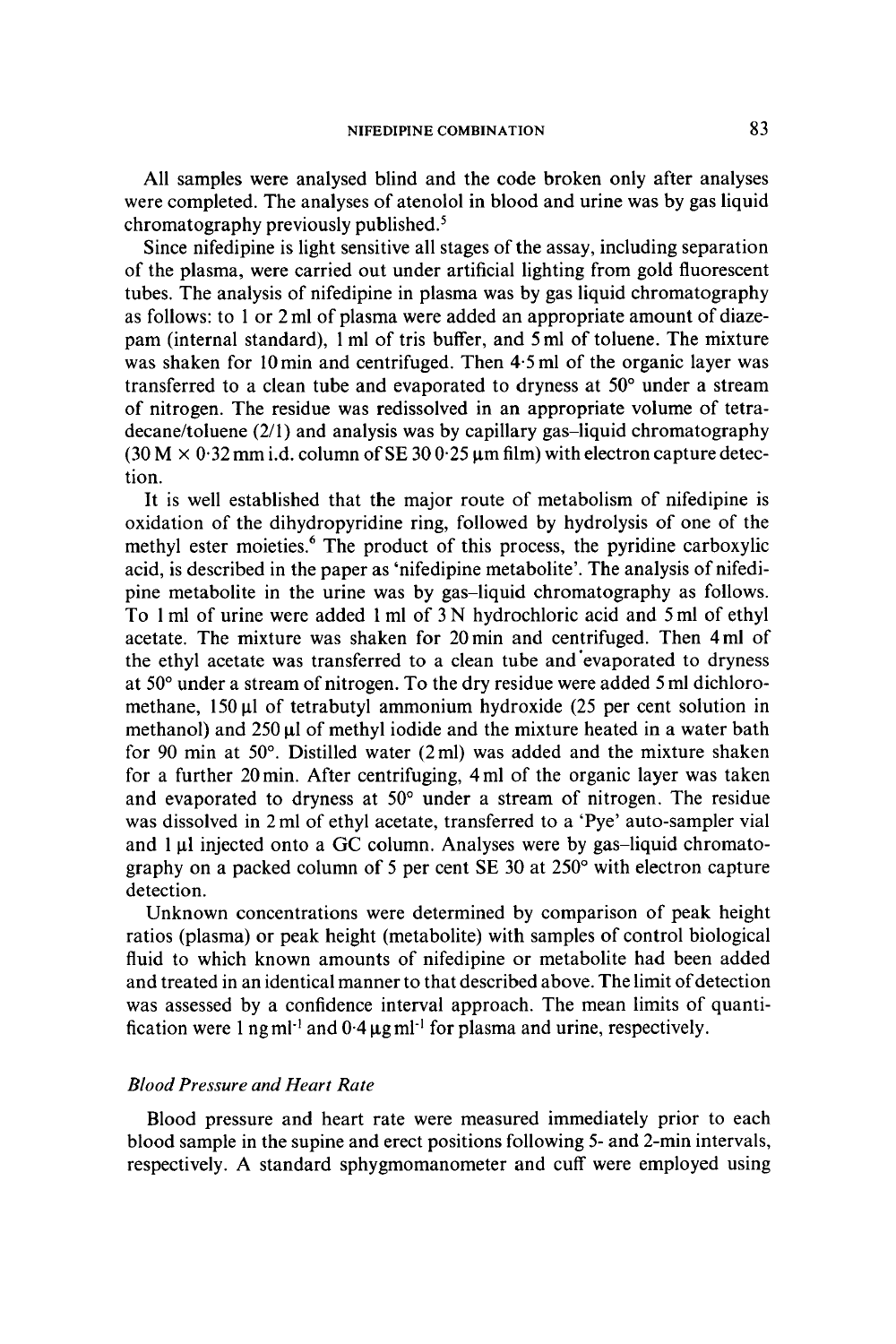All samples were analysed blind and the code broken only after analyses were completed. The analyses of atenolol in blood and urine was by gas liquid chromatography previously published.[5]

Since nifedipine is light sensitive all stages of the assay, including separation of the plasma, were carried out under artificial lighting from gold fluorescent tubes. The analysis of nifedipine in plasma was by gas liquid chromatography as follows: to 1 or 2 ml of plasma were added an appropriate amount of diazepam (internal standard), 1 ml of tris buffer, and 5 ml of toluene. The mixture was shaken for 10 min and centrifuged. Then 4·5 ml of the organic layer was transferred to a clean tube and evaporated to dryness at 50° under a stream of nitrogen. The residue was redissolved in an appropriate volume of tetradecane/toluene (2/1) and analysis was by capillary gas–liquid chromatography (30 M × 0·32 mm i.d. column of SE 30 0·25 μm film) with electron capture detection.

It is well established that the major route of metabolism of nifedipine is oxidation of the dihydropyridine ring, followed by hydrolysis of one of the methyl ester moieties.[6] The product of this process, the pyridine carboxylic acid, is described in the paper as 'nifedipine metabolite'. The analysis of nifedipine metabolite in the urine was by gas–liquid chromatography as follows. To 1 ml of urine were added 1 ml of 3 N hydrochloric acid and 5 ml of ethyl acetate. The mixture was shaken for 20 min and centrifuged. Then 4 ml of the ethyl acetate was transferred to a clean tube and evaporated to dryness at 50° under a stream of nitrogen. To the dry residue were added 5 ml dichloromethane, 150 μl of tetrabutyl ammonium hydroxide (25 per cent solution in methanol) and 250 μl of methyl iodide and the mixture heated in a water bath for 90 min at 50°. Distilled water (2 ml) was added and the mixture shaken for a further 20 min. After centrifuging, 4 ml of the organic layer was taken and evaporated to dryness at 50° under a stream of nitrogen. The residue was dissolved in 2 ml of ethyl acetate, transferred to a 'Pye' auto-sampler vial and 1 μl injected onto a GC column. Analyses were by gas–liquid chromatography on a packed column of 5 per cent SE 30 at 250° with electron capture detection.

Unknown concentrations were determined by comparison of peak height ratios (plasma) or peak height (metabolite) with samples of control biological fluid to which known amounts of nifedipine or metabolite had been added and treated in an identical manner to that described above. The limit of detection was assessed by a confidence interval approach. The mean limits of quantification were 1 ng $ml^{-1}$ and 0·4 μg $ml^{-1}$ for plasma and urine, respectively.

### *Blood Pressure and Heart Rate*

Blood pressure and heart rate were measured immediately prior to each blood sample in the supine and erect positions following 5- and 2-min intervals, respectively. A standard sphygmomanometer and cuff were employed using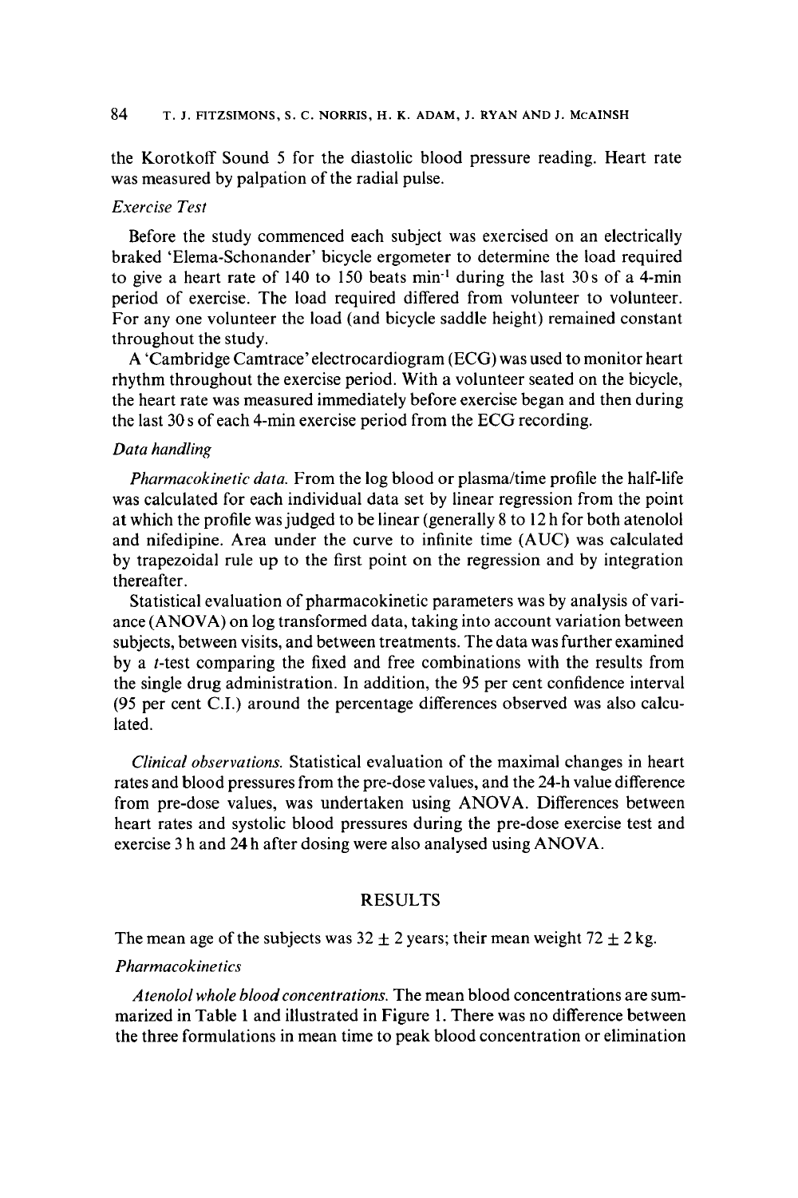the Korotkoff Sound 5 for the diastolic blood pressure reading. Heart rate was measured by palpation of the radial pulse.

### *Exercise Test*

Before the study commenced each subject was exercised on an electrically braked 'Elema-Schonander' bicycle ergometer to determine the load required to give a heart rate of 140 to 150 beats $min^{-1}$ during the last 30 s of a 4-min period of exercise. The load required differed from volunteer to volunteer. For any one volunteer the load (and bicycle saddle height) remained constant throughout the study.

A 'Cambridge Camtrace' electrocardiogram (ECG) was used to monitor heart rhythm throughout the exercise period. With a volunteer seated on the bicycle, the heart rate was measured immediately before exercise began and then during the last 30 s of each 4-min exercise period from the ECG recording.

### *Data handling*

*Pharmacokinetic data.* From the log blood or plasma/time profile the half-life was calculated for each individual data set by linear regression from the point at which the profile was judged to be linear (generally 8 to 12 h for both atenolol and nifedipine. Area under the curve to infinite time (AUC) was calculated by trapezoidal rule up to the first point on the regression and by integration thereafter.

Statistical evaluation of pharmacokinetic parameters was by analysis of variance (ANOVA) on log transformed data, taking into account variation between subjects, between visits, and between treatments. The data was further examined by a *t*-test comparing the fixed and free combinations with the results from the single drug administration. In addition, the 95 per cent confidence interval (95 per cent C.I.) around the percentage differences observed was also calculated.

*Clinical observations.* Statistical evaluation of the maximal changes in heart rates and blood pressures from the pre-dose values, and the 24-h value difference from pre-dose values, was undertaken using ANOVA. Differences between heart rates and systolic blood pressures during the pre-dose exercise test and exercise 3 h and 24 h after dosing were also analysed using ANOVA.

## RESULTS

The mean age of the subjects was 32 ± 2 years; their mean weight 72 ± 2 kg.

### *Pharmacokinetics*

*Atenolol whole blood concentrations.* The mean blood concentrations are summarized in Table 1 and illustrated in Figure 1. There was no difference between the three formulations in mean time to peak blood concentration or elimination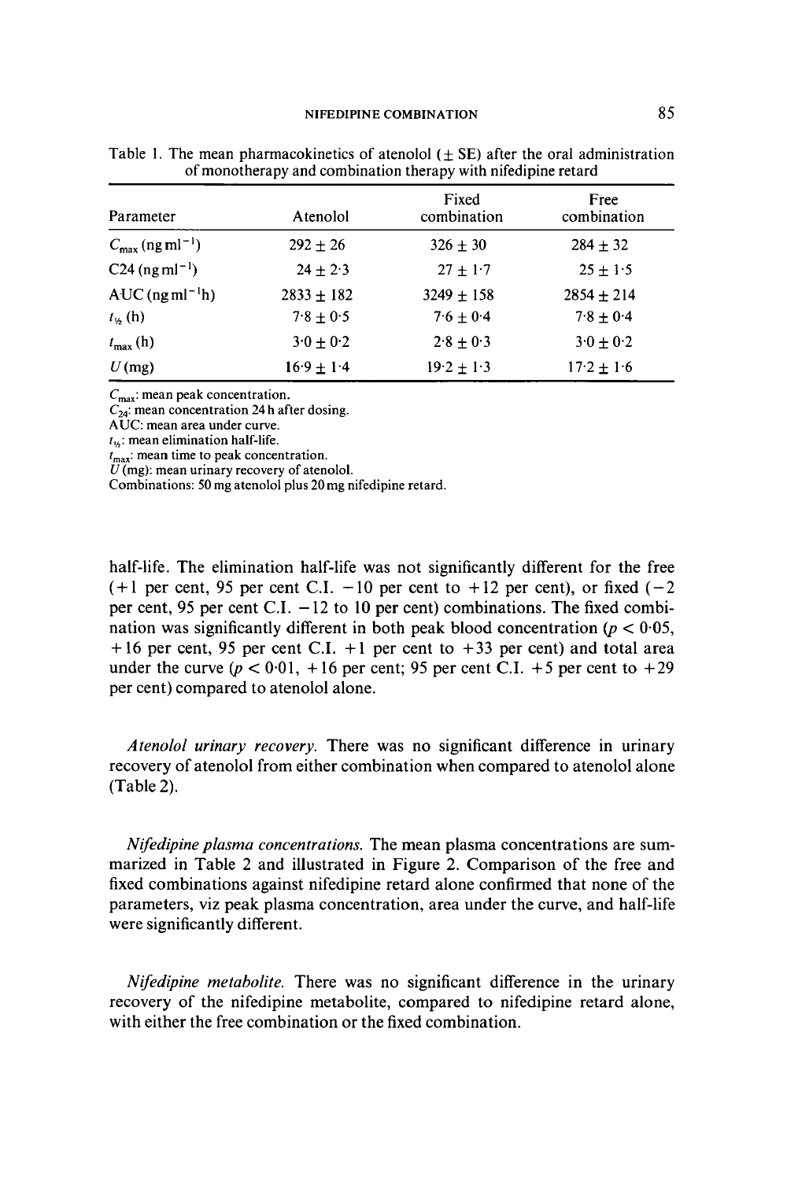Table 1. The mean pharmacokinetics of atenolol (± SE) after the oral administration of monotherapy and combination therapy with nifedipine retard

| Parameter | Atenolol | Fixed combination | Free combination |
|---|---|---|---|
| $C_{max}$ (ng ml$^{-1}$) | 292 ± 26 | 326 ± 30 | 284 ± 32 |
| C24 (ng ml$^{-1}$) | 24 ± 2·3 | 27 ± 1·7 | 25 ± 1·5 |
| AUC (ng ml$^{-1}$h) | 2833 ± 182 | 3249 ± 158 | 2854 ± 214 |
| $t_{½}$ (h) | 7·8 ± 0·5 | 7·6 ± 0·4 | 7·8 ± 0·4 |
| $t_{max}$ (h) | 3·0 ± 0·2 | 2·8 ± 0·3 | 3·0 ± 0·2 |
| $U$ (mg) | 16·9 ± 1·4 | 19·2 ± 1·3 | 17·2 ± 1·6 |

$C_{max}$: mean peak concentration.
$C_{24}$: mean concentration 24 h after dosing.
AUC: mean area under curve.
$t_{½}$: mean elimination half-life.
$t_{max}$: mean time to peak concentration.
$U$ (mg): mean urinary recovery of atenolol.
Combinations: 50 mg atenolol plus 20 mg nifedipine retard.

half-life. The elimination half-life was not significantly different for the free (+1 per cent, 95 per cent C.I. −10 per cent to +12 per cent), or fixed (−2 per cent, 95 per cent C.I. −12 to 10 per cent) combinations. The fixed combination was significantly different in both peak blood concentration ($p < 0·05$, +16 per cent, 95 per cent C.I. +1 per cent to +33 per cent) and total area under the curve ($p < 0·01$, +16 per cent; 95 per cent C.I. +5 per cent to +29 per cent) compared to atenolol alone.

*Atenolol urinary recovery.* There was no significant difference in urinary recovery of atenolol from either combination when compared to atenolol alone (Table 2).

*Nifedipine plasma concentrations.* The mean plasma concentrations are summarized in Table 2 and illustrated in Figure 2. Comparison of the free and fixed combinations against nifedipine retard alone confirmed that none of the parameters, viz peak plasma concentration, area under the curve, and half-life were significantly different.

*Nifedipine metabolite.* There was no significant difference in the urinary recovery of the nifedipine metabolite, compared to nifedipine retard alone, with either the free combination or the fixed combination.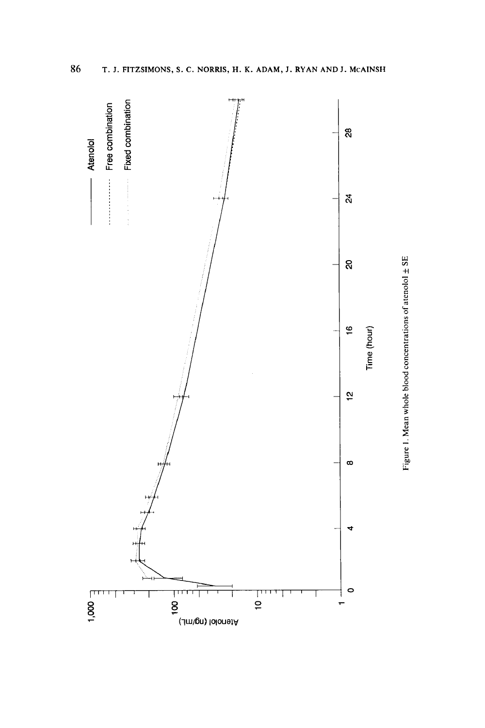Figure 1. Mean whole blood concentrations of atenolol ± SE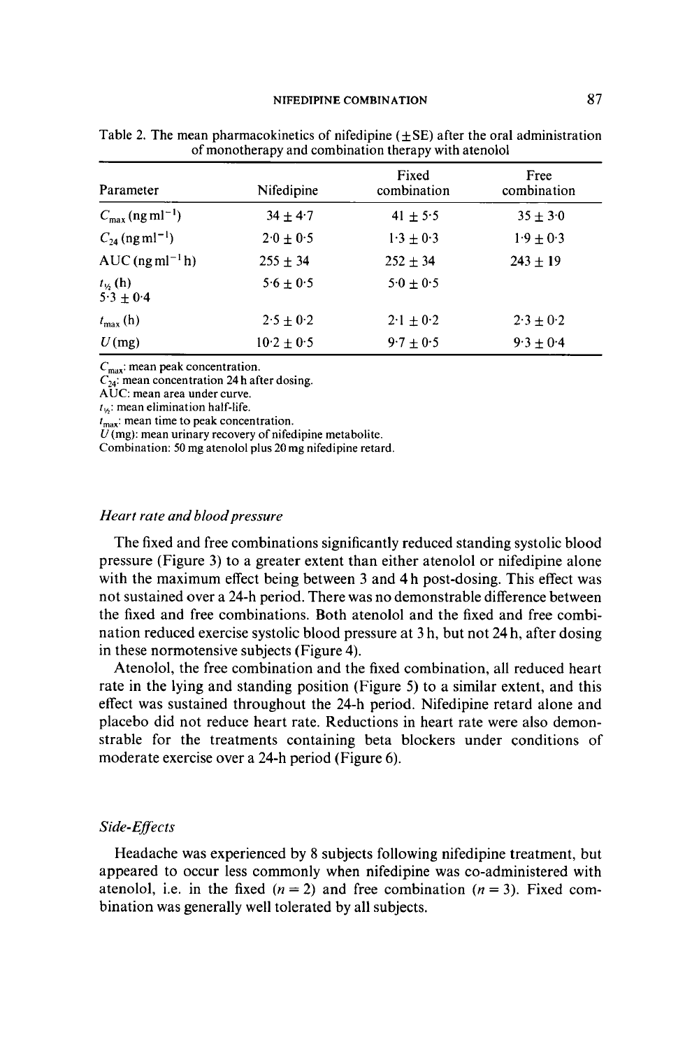Table 2. The mean pharmacokinetics of nifedipine (±SE) after the oral administration of monotherapy and combination therapy with atenolol

| Parameter | Nifedipine | Fixed combination | Free combination |
|---|---|---|---|
| $C_{max}$ (ng ml$^{-1}$) | 34 ± 4·7 | 41 ± 5·5 | 35 ± 3·0 |
| $C_{24}$ (ng ml$^{-1}$) | 2·0 ± 0·5 | 1·3 ± 0·3 | 1·9 ± 0·3 |
| AUC (ng ml$^{-1}$ h) | 255 ± 34 | 252 ± 34 | 243 ± 19 |
| $t_{½}$ (h) | 5·6 ± 0·5 | 5·0 ± 0·5 | 5·3 ± 0·4 |
| $t_{max}$ (h) | 2·5 ± 0·2 | 2·1 ± 0·2 | 2·3 ± 0·2 |
| $U$ (mg) | 10·2 ± 0·5 | 9·7 ± 0·5 | 9·3 ± 0·4 |

$C_{max}$: mean peak concentration.
$C_{24}$: mean concentration 24 h after dosing.
AUC: mean area under curve.
$t_{½}$: mean elimination half-life.
$t_{max}$: mean time to peak concentration.
$U$ (mg): mean urinary recovery of nifedipine metabolite.
Combination: 50 mg atenolol plus 20 mg nifedipine retard.

### *Heart rate and blood pressure*

The fixed and free combinations significantly reduced standing systolic blood pressure (Figure 3) to a greater extent than either atenolol or nifedipine alone with the maximum effect being between 3 and 4 h post-dosing. This effect was not sustained over a 24-h period. There was no demonstrable difference between the fixed and free combinations. Both atenolol and the fixed and free combination reduced exercise systolic blood pressure at 3 h, but not 24 h, after dosing in these normotensive subjects (Figure 4).

Atenolol, the free combination and the fixed combination, all reduced heart rate in the lying and standing position (Figure 5) to a similar extent, and this effect was sustained throughout the 24-h period. Nifedipine retard alone and placebo did not reduce heart rate. Reductions in heart rate were also demonstrable for the treatments containing beta blockers under conditions of moderate exercise over a 24-h period (Figure 6).

### *Side-Effects*

Headache was experienced by 8 subjects following nifedipine treatment, but appeared to occur less commonly when nifedipine was co-administered with atenolol, i.e. in the fixed ($n = 2$) and free combination ($n = 3$). Fixed combination was generally well tolerated by all subjects.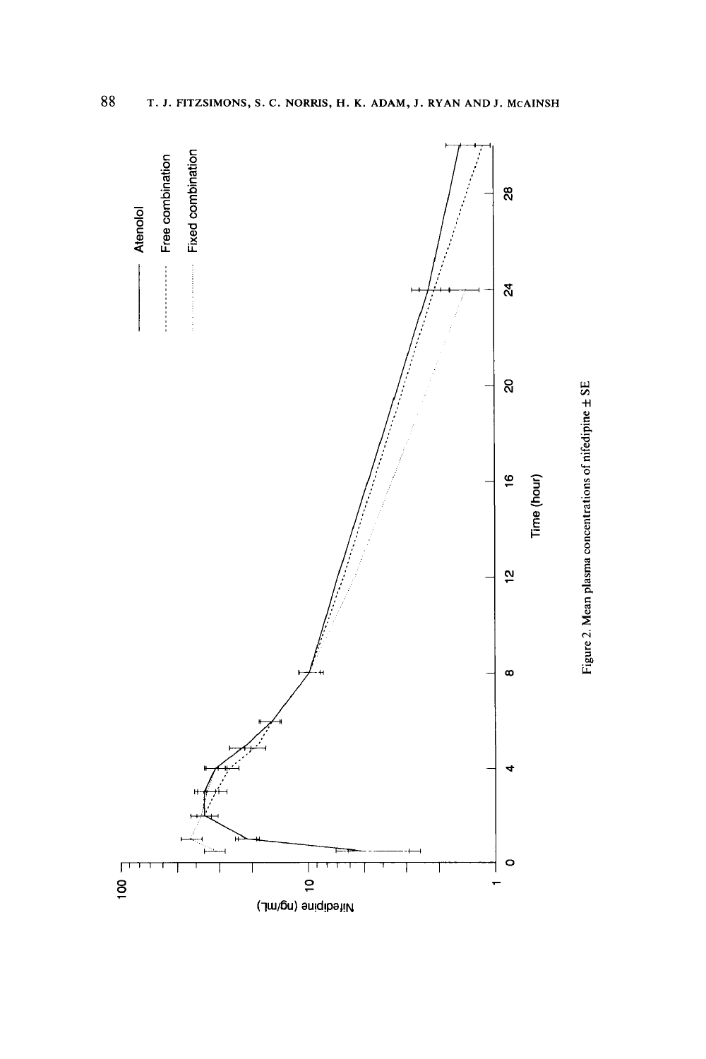Figure 2. Mean plasma concentrations of nifedipine ± SE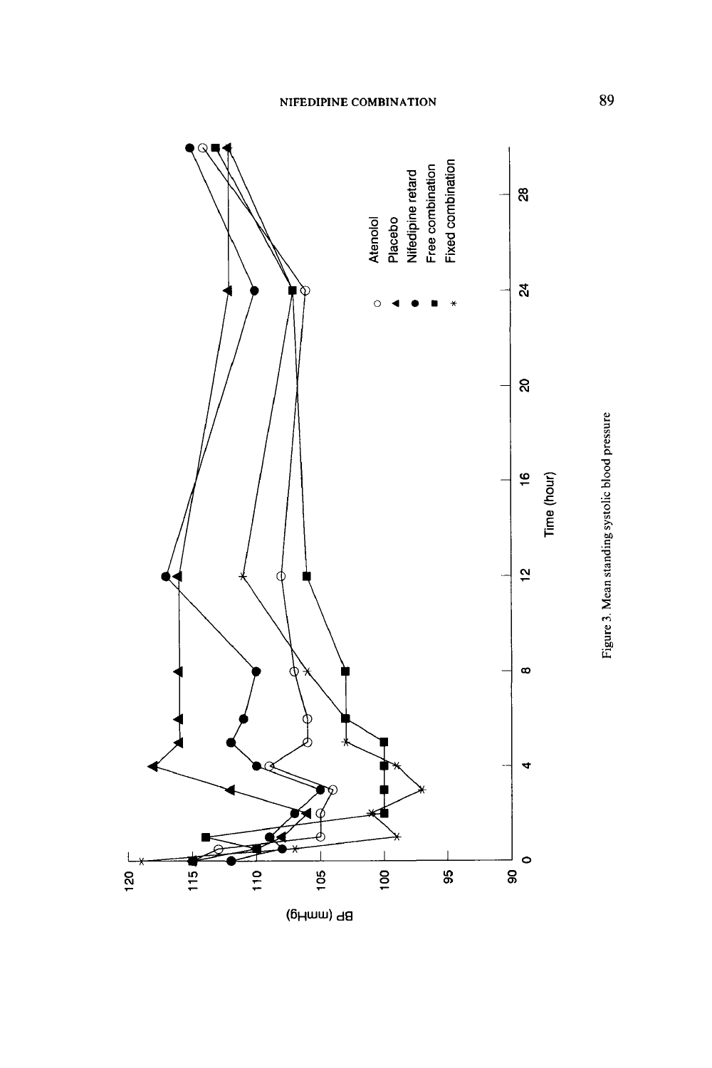Figure 3. Mean standing systolic blood pressure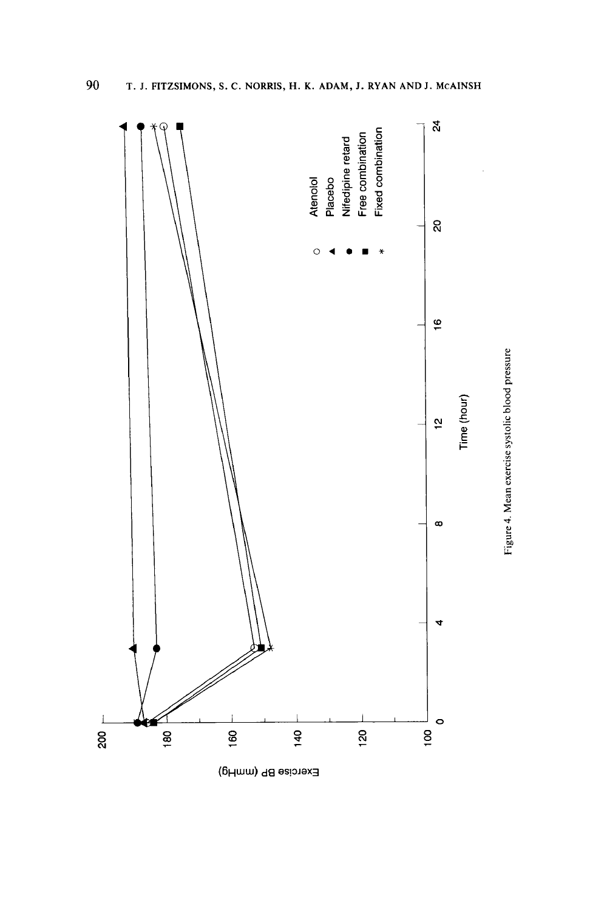Figure 4. Mean exercise systolic blood pressure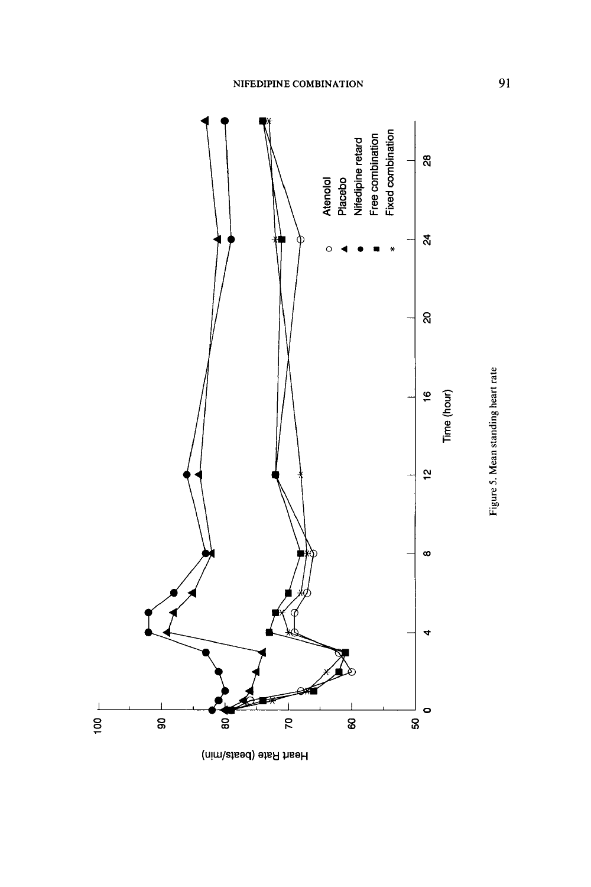Figure 5. Mean standing heart rate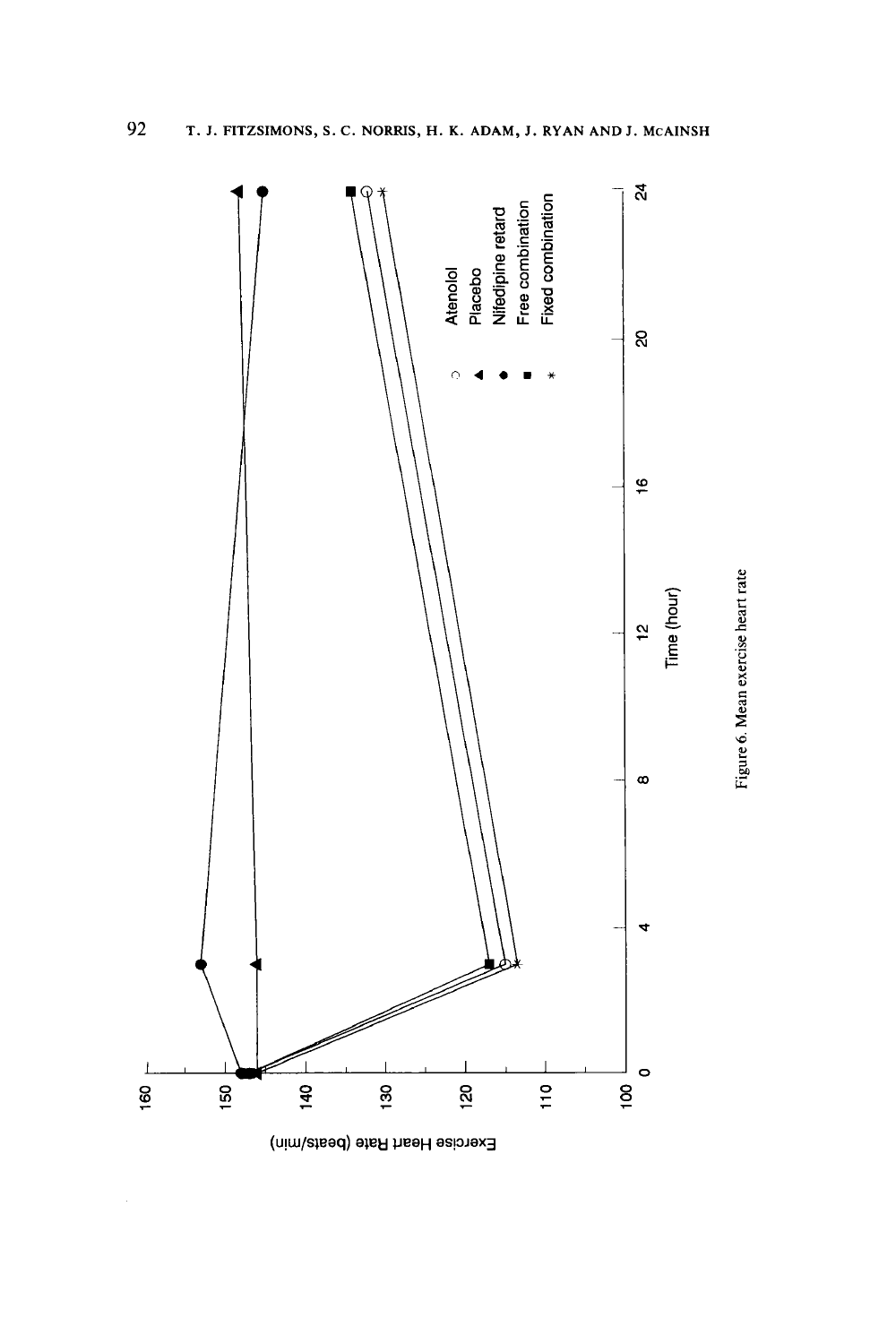Figure 6. Mean exercise heart rate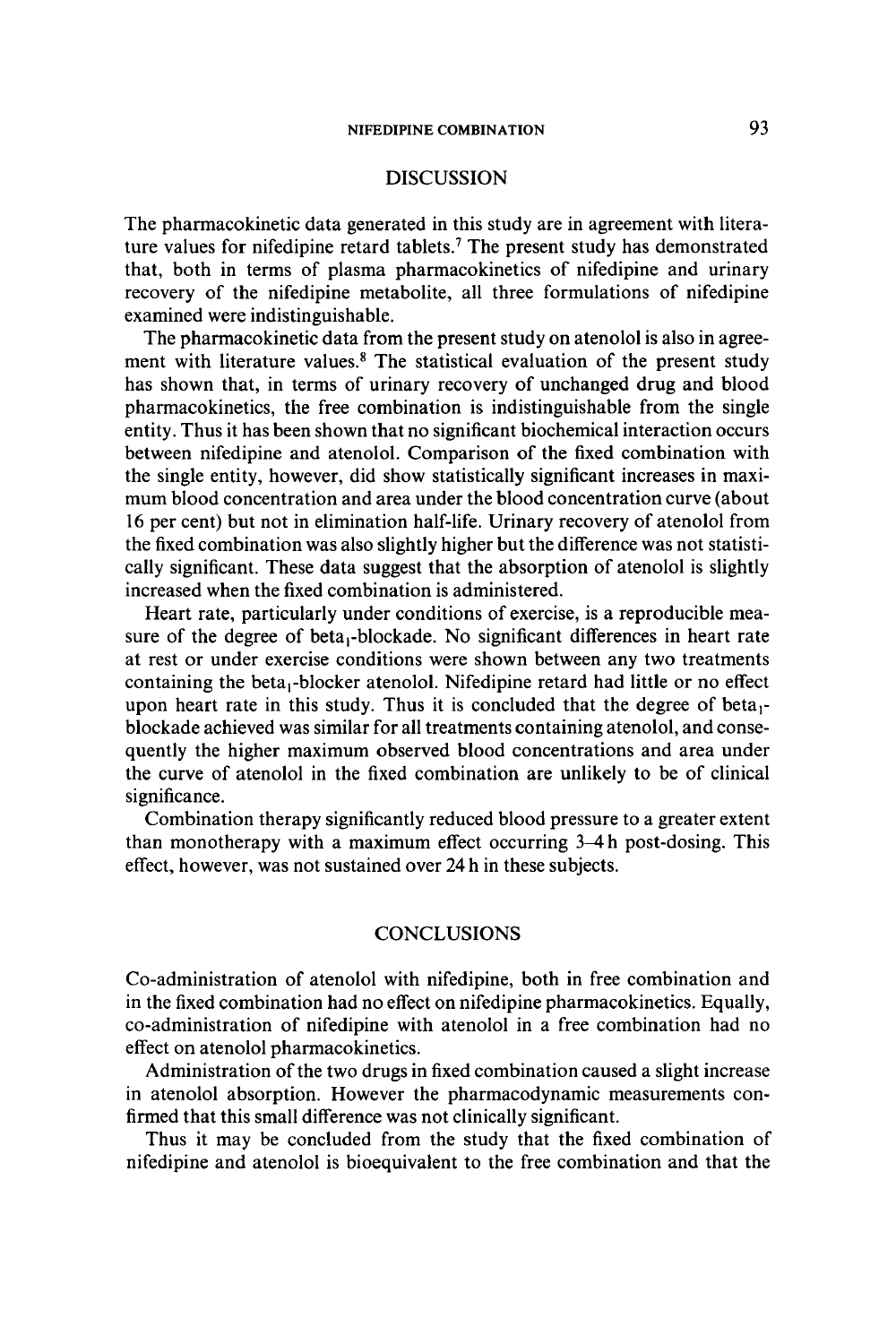## DISCUSSION

The pharmacokinetic data generated in this study are in agreement with literature values for nifedipine retard tablets.[7] The present study has demonstrated that, both in terms of plasma pharmacokinetics of nifedipine and urinary recovery of the nifedipine metabolite, all three formulations of nifedipine examined were indistinguishable.

The pharmacokinetic data from the present study on atenolol is also in agreement with literature values.[8] The statistical evaluation of the present study has shown that, in terms of urinary recovery of unchanged drug and blood pharmacokinetics, the free combination is indistinguishable from the single entity. Thus it has been shown that no significant biochemical interaction occurs between nifedipine and atenolol. Comparison of the fixed combination with the single entity, however, did show statistically significant increases in maximum blood concentration and area under the blood concentration curve (about 16 per cent) but not in elimination half-life. Urinary recovery of atenolol from the fixed combination was also slightly higher but the difference was not statistically significant. These data suggest that the absorption of atenolol is slightly increased when the fixed combination is administered.

Heart rate, particularly under conditions of exercise, is a reproducible measure of the degree of $beta_1$-blockade. No significant differences in heart rate at rest or under exercise conditions were shown between any two treatments containing the $beta_1$-blocker atenolol. Nifedipine retard had little or no effect upon heart rate in this study. Thus it is concluded that the degree of $beta_1$-blockade achieved was similar for all treatments containing atenolol, and consequently the higher maximum observed blood concentrations and area under the curve of atenolol in the fixed combination are unlikely to be of clinical significance.

Combination therapy significantly reduced blood pressure to a greater extent than monotherapy with a maximum effect occurring 3–4 h post-dosing. This effect, however, was not sustained over 24 h in these subjects.

## CONCLUSIONS

Co-administration of atenolol with nifedipine, both in free combination and in the fixed combination had no effect on nifedipine pharmacokinetics. Equally, co-administration of nifedipine with atenolol in a free combination had no effect on atenolol pharmacokinetics.

Administration of the two drugs in fixed combination caused a slight increase in atenolol absorption. However the pharmacodynamic measurements confirmed that this small difference was not clinically significant.

Thus it may be concluded from the study that the fixed combination of nifedipine and atenolol is bioequivalent to the free combination and that the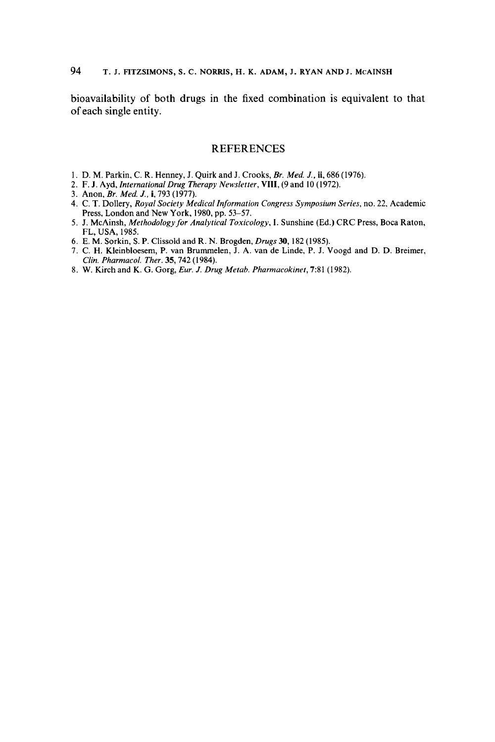bioavailability of both drugs in the fixed combination is equivalent to that of each single entity.

## REFERENCES

1. D. M. Parkin, C. R. Henney, J. Quirk and J. Crooks, *Br. Med. J.*, **ii**, 686 (1976).
2. F. J. Ayd, *International Drug Therapy Newsletter*, **VIII**, (9 and 10 (1972).
3. Anon, *Br. Med. J.*, **i**, 793 (1977).
4. C. T. Dollery, *Royal Society Medical Information Congress Symposium Series*, no. 22, Academic Press, London and New York, 1980, pp. 53–57.
5. J. McAinsh, *Methodology for Analytical Toxicology*, I. Sunshine (Ed.) CRC Press, Boca Raton, FL, USA, 1985.
6. E. M. Sorkin, S. P. Clissold and R. N. Brogden, *Drugs* **30**, 182 (1985).
7. C. H. Kleinbloesem, P. van Brummelen, J. A. van de Linde, P. J. Voogd and D. D. Breimer, *Clin. Pharmacol. Ther.* **35**, 742 (1984).
8. W. Kirch and K. G. Gorg, *Eur. J. Drug Metab. Pharmacokinet*, **7**:81 (1982).